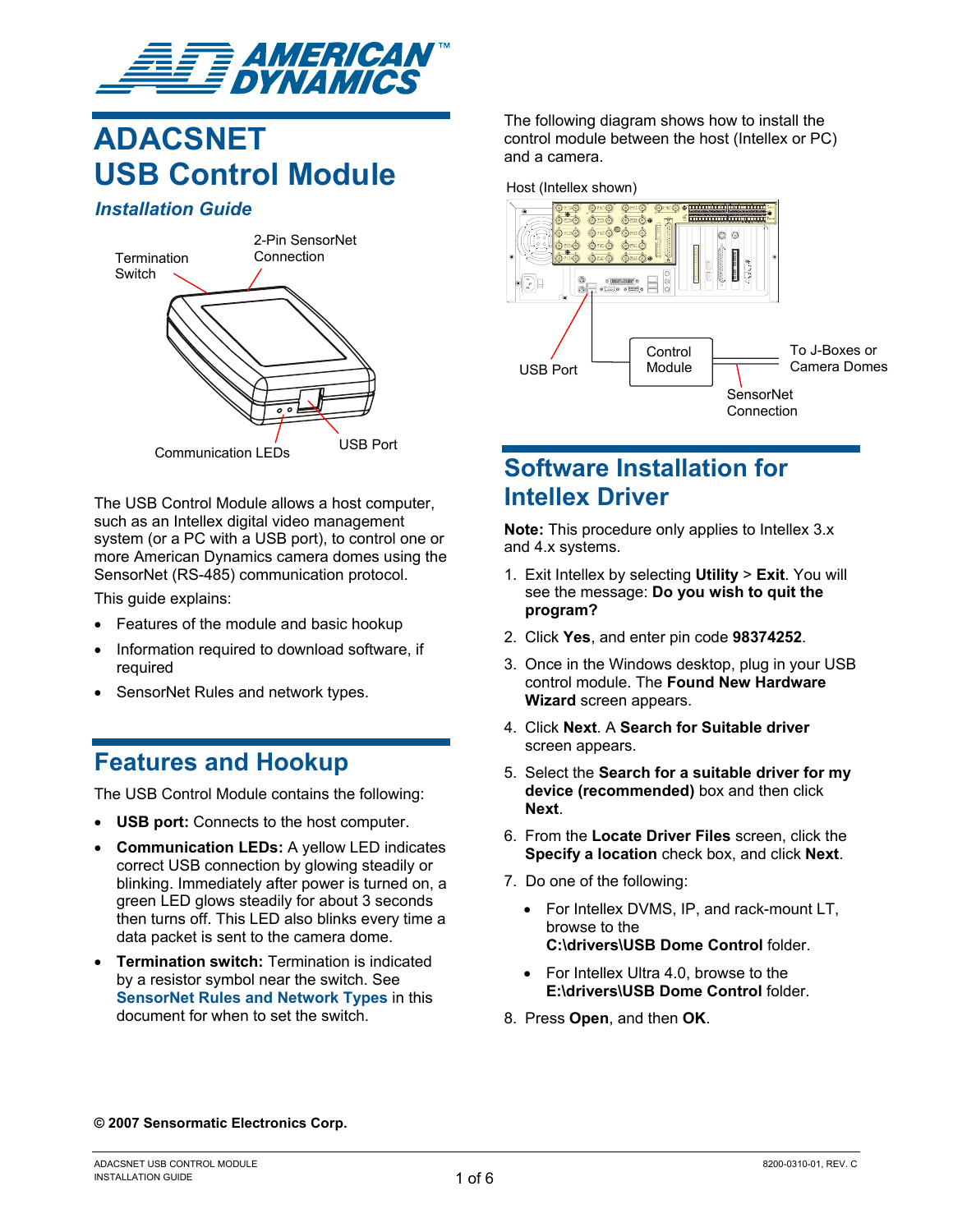# ADACSNET USB Control Module

## *Installation Guide*

Termination Switch

2-Pin SensorNet Connection

Communication LEDs

USB Port

The USB Control Module allows a host computer, such as an Intellex digital video management system (or a PC with a USB port), to control one or more American Dynamics camera domes using the SensorNet (RS-485) communication protocol.

This guide explains:

- Features of the module and basic hookup
- Information required to download software, if required
- SensorNet Rules and network types.

## Features and Hookup

The USB Control Module contains the following:

- **USB port:** Connects to the host computer.
- **Communication LEDs:** A yellow LED indicates correct USB connection by glowing steadily or blinking. Immediately after power is turned on, a green LED glows steadily for about 3 seconds then turns off. This LED also blinks every time a data packet is sent to the camera dome.
- **Termination switch:** Termination is indicated by a resistor symbol near the switch. See SensorNet Rules and Network Types in this document for when to set the switch.

The following diagram shows how to install the control module between the host (Intellex or PC) and a camera.

Host (Intellex shown)

USB Port

Control Module

To J-Boxes or Camera Domes

SensorNet Connection

## Software Installation for Intellex Driver

**Note:** This procedure only applies to Intellex 3.x and 4.x systems.

1. Exit Intellex by selecting **Utility** > **Exit**. You will see the message: **Do you wish to quit the program?**
2. Click **Yes**, and enter pin code **98374252**.
3. Once in the Windows desktop, plug in your USB control module. The **Found New Hardware Wizard** screen appears.
4. Click **Next**. A **Search for Suitable driver** screen appears.
5. Select the **Search for a suitable driver for my device (recommended)** box and then click **Next**.
6. From the **Locate Driver Files** screen, click the **Specify a location** check box, and click **Next**.
7. Do one of the following:
   - For Intellex DVMS, IP, and rack-mount LT, browse to the **C:\drivers\USB Dome Control** folder.
   - For Intellex Ultra 4.0, browse to the **E:\drivers\USB Dome Control** folder.
8. Press **Open**, and then **OK**.

**© 2007 Sensormatic Electronics Corp.**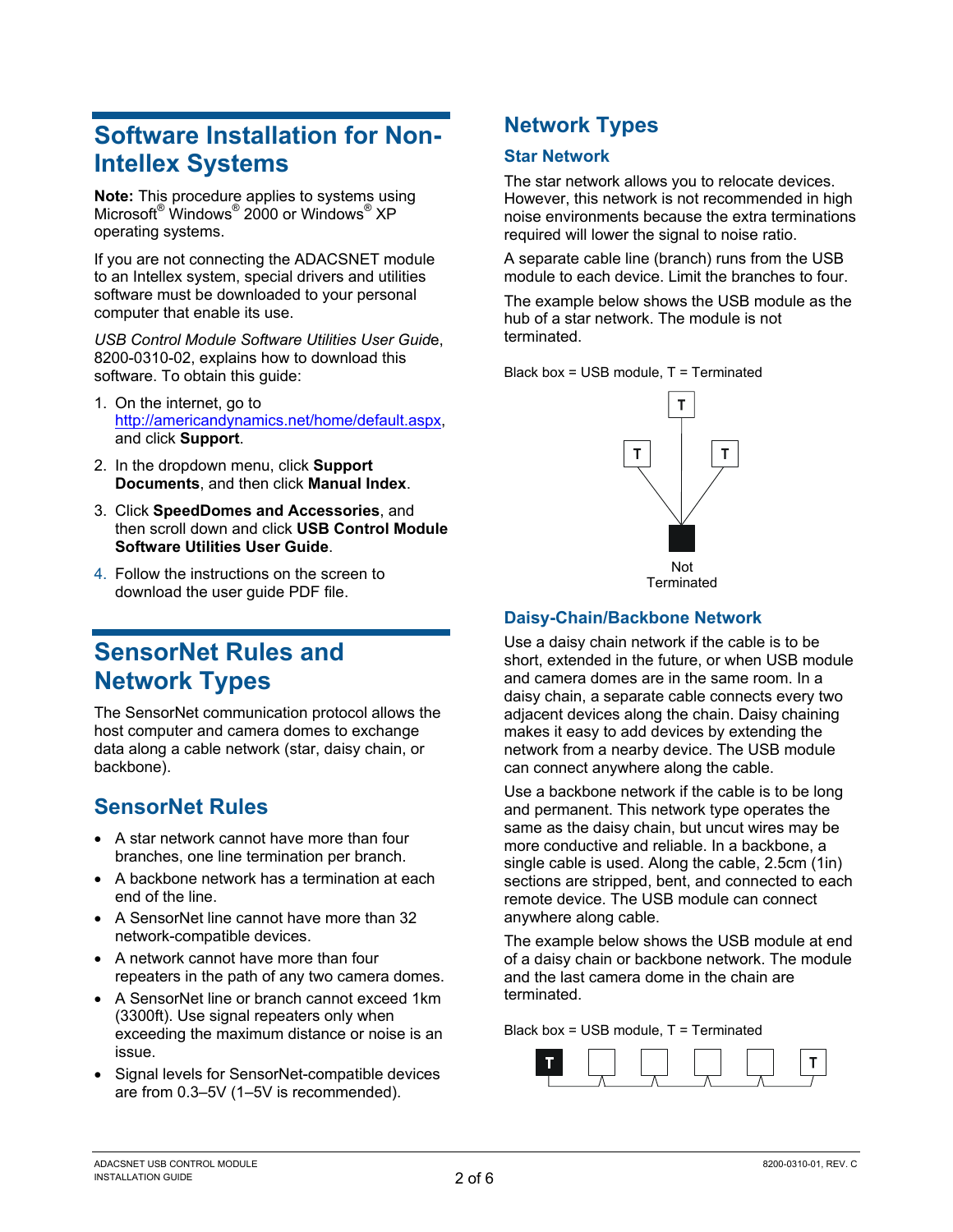# Software Installation for Non-Intellex Systems

**Note:** This procedure applies to systems using Microsoft® Windows® 2000 or Windows® XP operating systems.

If you are not connecting the ADACSNET module to an Intellex system, special drivers and utilities software must be downloaded to your personal computer that enable its use.

*USB Control Module Software Utilities User Guide*, 8200-0310-02, explains how to download this software. To obtain this guide:

1. On the internet, go to http://americandynamics.net/home/default.aspx, and click **Support**.
2. In the dropdown menu, click **Support Documents**, and then click **Manual Index**.
3. Click **SpeedDomes and Accessories**, and then scroll down and click **USB Control Module Software Utilities User Guide**.
4. Follow the instructions on the screen to download the user guide PDF file.

# SensorNet Rules and Network Types

The SensorNet communication protocol allows the host computer and camera domes to exchange data along a cable network (star, daisy chain, or backbone).

## SensorNet Rules

- A star network cannot have more than four branches, one line termination per branch.
- A backbone network has a termination at each end of the line.
- A SensorNet line cannot have more than 32 network-compatible devices.
- A network cannot have more than four repeaters in the path of any two camera domes.
- A SensorNet line or branch cannot exceed 1km (3300ft). Use signal repeaters only when exceeding the maximum distance or noise is an issue.
- Signal levels for SensorNet-compatible devices are from 0.3–5V (1–5V is recommended).

# Network Types

## Star Network

The star network allows you to relocate devices. However, this network is not recommended in high noise environments because the extra terminations required will lower the signal to noise ratio.

A separate cable line (branch) runs from the USB module to each device. Limit the branches to four.

The example below shows the USB module as the hub of a star network. The module is not terminated.

Black box = USB module, T = Terminated

Not Terminated

## Daisy-Chain/Backbone Network

Use a daisy chain network if the cable is to be short, extended in the future, or when USB module and camera domes are in the same room. In a daisy chain, a separate cable connects every two adjacent devices along the chain. Daisy chaining makes it easy to add devices by extending the network from a nearby device. The USB module can connect anywhere along the cable.

Use a backbone network if the cable is to be long and permanent. This network type operates the same as the daisy chain, but uncut wires may be more conductive and reliable. In a backbone, a single cable is used. Along the cable, 2.5cm (1in) sections are stripped, bent, and connected to each remote device. The USB module can connect anywhere along cable.

The example below shows the USB module at end of a daisy chain or backbone network. The module and the last camera dome in the chain are terminated.

Black box = USB module, T = Terminated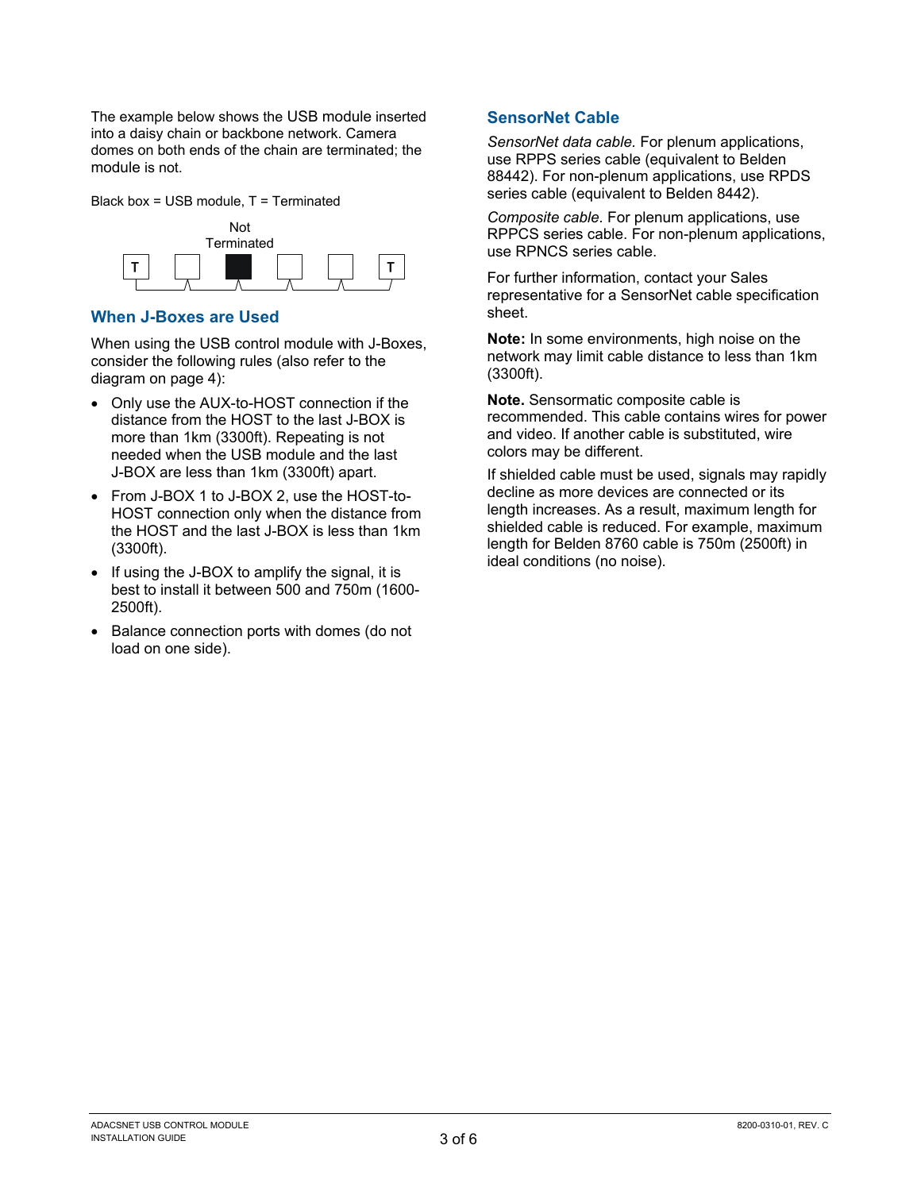The example below shows the USB module inserted into a daisy chain or backbone network. Camera domes on both ends of the chain are terminated; the module is not.

Black box = USB module, T = Terminated

Not Terminated

T T

## When J-Boxes are Used

When using the USB control module with J-Boxes, consider the following rules (also refer to the diagram on page 4):

- Only use the AUX-to-HOST connection if the distance from the HOST to the last J-BOX is more than 1km (3300ft). Repeating is not needed when the USB module and the last J-BOX are less than 1km (3300ft) apart.
- From J-BOX 1 to J-BOX 2, use the HOST-to-HOST connection only when the distance from the HOST and the last J-BOX is less than 1km (3300ft).
- If using the J-BOX to amplify the signal, it is best to install it between 500 and 750m (1600-2500ft).
- Balance connection ports with domes (do not load on one side).

## SensorNet Cable

*SensorNet data cable.* For plenum applications, use RPPS series cable (equivalent to Belden 88442). For non-plenum applications, use RPDS series cable (equivalent to Belden 8442).

*Composite cable.* For plenum applications, use RPPCS series cable. For non-plenum applications, use RPNCS series cable.

For further information, contact your Sales representative for a SensorNet cable specification sheet.

**Note:** In some environments, high noise on the network may limit cable distance to less than 1km (3300ft).

**Note.** Sensormatic composite cable is recommended. This cable contains wires for power and video. If another cable is substituted, wire colors may be different.

If shielded cable must be used, signals may rapidly decline as more devices are connected or its length increases. As a result, maximum length for shielded cable is reduced. For example, maximum length for Belden 8760 cable is 750m (2500ft) in ideal conditions (no noise).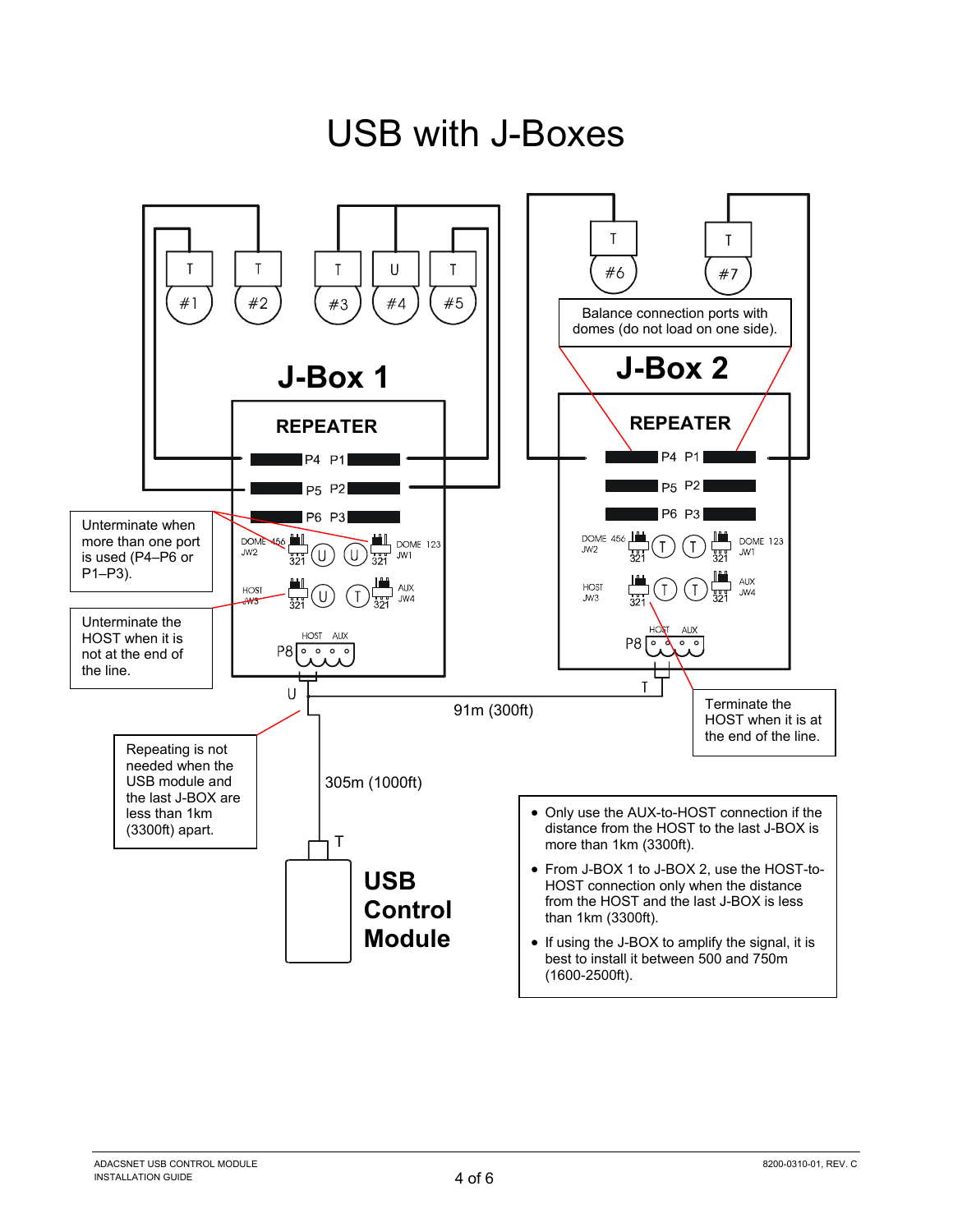# USB with J-Boxes

J-Box 1

REPEATER

J-Box 2

REPEATER

Balance connection ports with domes (do not load on one side).

Unterminate when more than one port is used (P4–P6 or P1–P3).

Unterminate the HOST when it is not at the end of the line.

Terminate the HOST when it is at the end of the line.

Repeating is not needed when the USB module and the last J-BOX are less than 1km (3300ft) apart.

91m (300ft)

305m (1000ft)

USB Control Module

- Only use the AUX-to-HOST connection if the distance from the HOST to the last J-BOX is more than 1km (3300ft).
- From J-BOX 1 to J-BOX 2, use the HOST-to-HOST connection only when the distance from the HOST and the last J-BOX is less than 1km (3300ft).
- If using the J-BOX to amplify the signal, it is best to install it between 500 and 750m (1600-2500ft).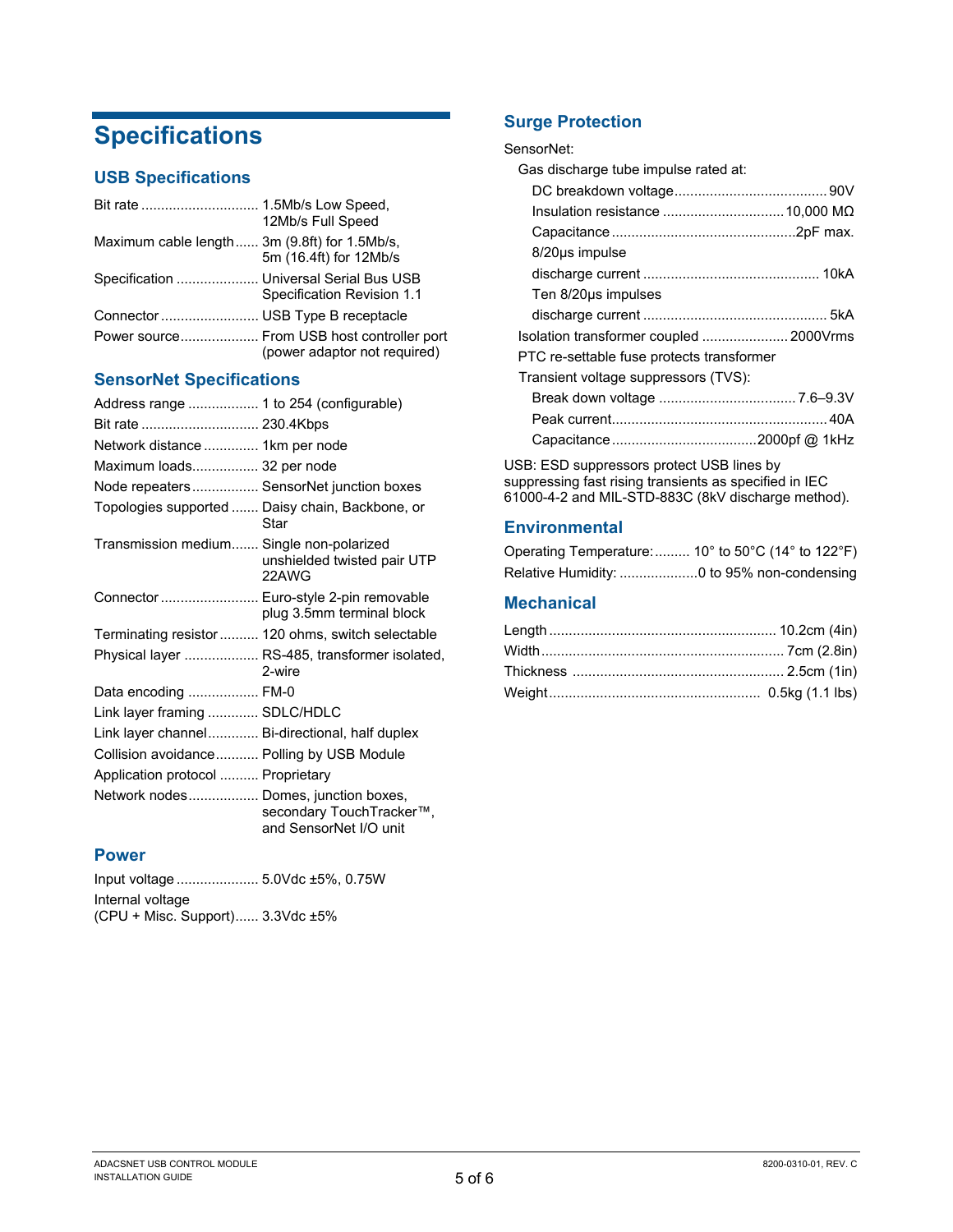# Specifications

## USB Specifications

| | |
|---|---|
| Bit rate | 1.5Mb/s Low Speed, 12Mb/s Full Speed |
| Maximum cable length | 3m (9.8ft) for 1.5Mb/s, 5m (16.4ft) for 12Mb/s |
| Specification | Universal Serial Bus USB Specification Revision 1.1 |
| Connector | USB Type B receptacle |
| Power source | From USB host controller port (power adaptor not required) |

## SensorNet Specifications

| | |
|---|---|
| Address range | 1 to 254 (configurable) |
| Bit rate | 230.4Kbps |
| Network distance | 1km per node |
| Maximum loads | 32 per node |
| Node repeaters | SensorNet junction boxes |
| Topologies supported | Daisy chain, Backbone, or Star |
| Transmission medium | Single non-polarized unshielded twisted pair UTP 22AWG |
| Connector | Euro-style 2-pin removable plug 3.5mm terminal block |
| Terminating resistor | 120 ohms, switch selectable |
| Physical layer | RS-485, transformer isolated, 2-wire |
| Data encoding | FM-0 |
| Link layer framing | SDLC/HDLC |
| Link layer channel | Bi-directional, half duplex |
| Collision avoidance | Polling by USB Module |
| Application protocol | Proprietary |
| Network nodes | Domes, junction boxes, secondary TouchTracker™, and SensorNet I/O unit |

## Power

| | |
|---|---|
| Input voltage | 5.0Vdc ±5%, 0.75W |
| Internal voltage (CPU + Misc. Support) | 3.3Vdc ±5% |

## Surge Protection

SensorNet:

- Gas discharge tube impulse rated at:
  - DC breakdown voltage: 90V
  - Insulation resistance: 10,000 MΩ
  - Capacitance: 2pF max.
  - 8/20µs impulse discharge current: 10kA
  - Ten 8/20µs impulses discharge current: 5kA
- Isolation transformer coupled: 2000Vrms
- PTC re-settable fuse protects transformer
- Transient voltage suppressors (TVS):
  - Break down voltage: 7.6–9.3V
  - Peak current: 40A
  - Capacitance: 2000pf @ 1kHz

USB: ESD suppressors protect USB lines by suppressing fast rising transients as specified in IEC 61000-4-2 and MIL-STD-883C (8kV discharge method).

## Environmental

| | |
|---|---|
| Operating Temperature: | 10° to 50°C (14° to 122°F) |
| Relative Humidity: | 0 to 95% non-condensing |

## Mechanical

| | |
|---|---|
| Length | 10.2cm (4in) |
| Width | 7cm (2.8in) |
| Thickness | 2.5cm (1in) |
| Weight | 0.5kg (1.1 lbs) |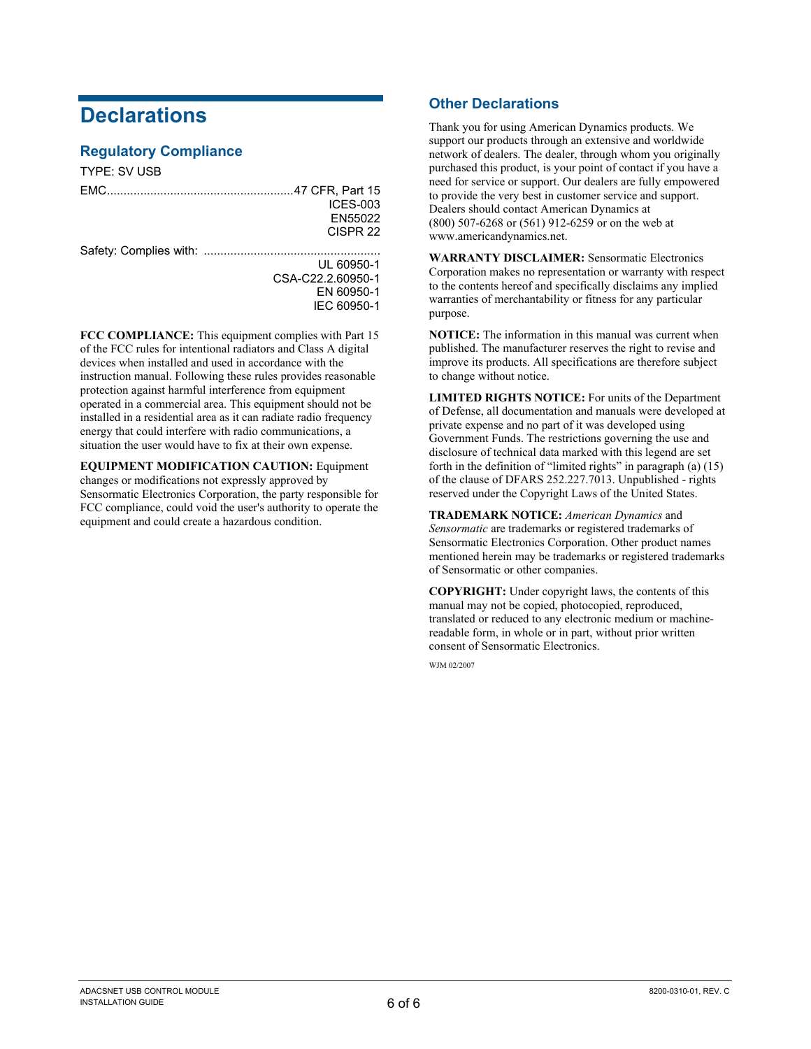# Declarations

## Regulatory Compliance

TYPE: SV USB

EMC........................................................47 CFR, Part 15
ICES-003
EN55022
CISPR 22

Safety: Complies with: .....................................................
UL 60950-1
CSA-C22.2.60950-1
EN 60950-1
IEC 60950-1

**FCC COMPLIANCE:** This equipment complies with Part 15 of the FCC rules for intentional radiators and Class A digital devices when installed and used in accordance with the instruction manual. Following these rules provides reasonable protection against harmful interference from equipment operated in a commercial area. This equipment should not be installed in a residential area as it can radiate radio frequency energy that could interfere with radio communications, a situation the user would have to fix at their own expense.

**EQUIPMENT MODIFICATION CAUTION:** Equipment changes or modifications not expressly approved by Sensormatic Electronics Corporation, the party responsible for FCC compliance, could void the user's authority to operate the equipment and could create a hazardous condition.

## Other Declarations

Thank you for using American Dynamics products. We support our products through an extensive and worldwide network of dealers. The dealer, through whom you originally purchased this product, is your point of contact if you have a need for service or support. Our dealers are fully empowered to provide the very best in customer service and support. Dealers should contact American Dynamics at (800) 507-6268 or (561) 912-6259 or on the web at www.americandynamics.net.

**WARRANTY DISCLAIMER:** Sensormatic Electronics Corporation makes no representation or warranty with respect to the contents hereof and specifically disclaims any implied warranties of merchantability or fitness for any particular purpose.

**NOTICE:** The information in this manual was current when published. The manufacturer reserves the right to revise and improve its products. All specifications are therefore subject to change without notice.

**LIMITED RIGHTS NOTICE:** For units of the Department of Defense, all documentation and manuals were developed at private expense and no part of it was developed using Government Funds. The restrictions governing the use and disclosure of technical data marked with this legend are set forth in the definition of "limited rights" in paragraph (a) (15) of the clause of DFARS 252.227.7013. Unpublished - rights reserved under the Copyright Laws of the United States.

**TRADEMARK NOTICE:** *American Dynamics* and *Sensormatic* are trademarks or registered trademarks of Sensormatic Electronics Corporation. Other product names mentioned herein may be trademarks or registered trademarks of Sensormatic or other companies.

**COPYRIGHT:** Under copyright laws, the contents of this manual may not be copied, photocopied, reproduced, translated or reduced to any electronic medium or machine-readable form, in whole or in part, without prior written consent of Sensormatic Electronics.

WJM 02/2007